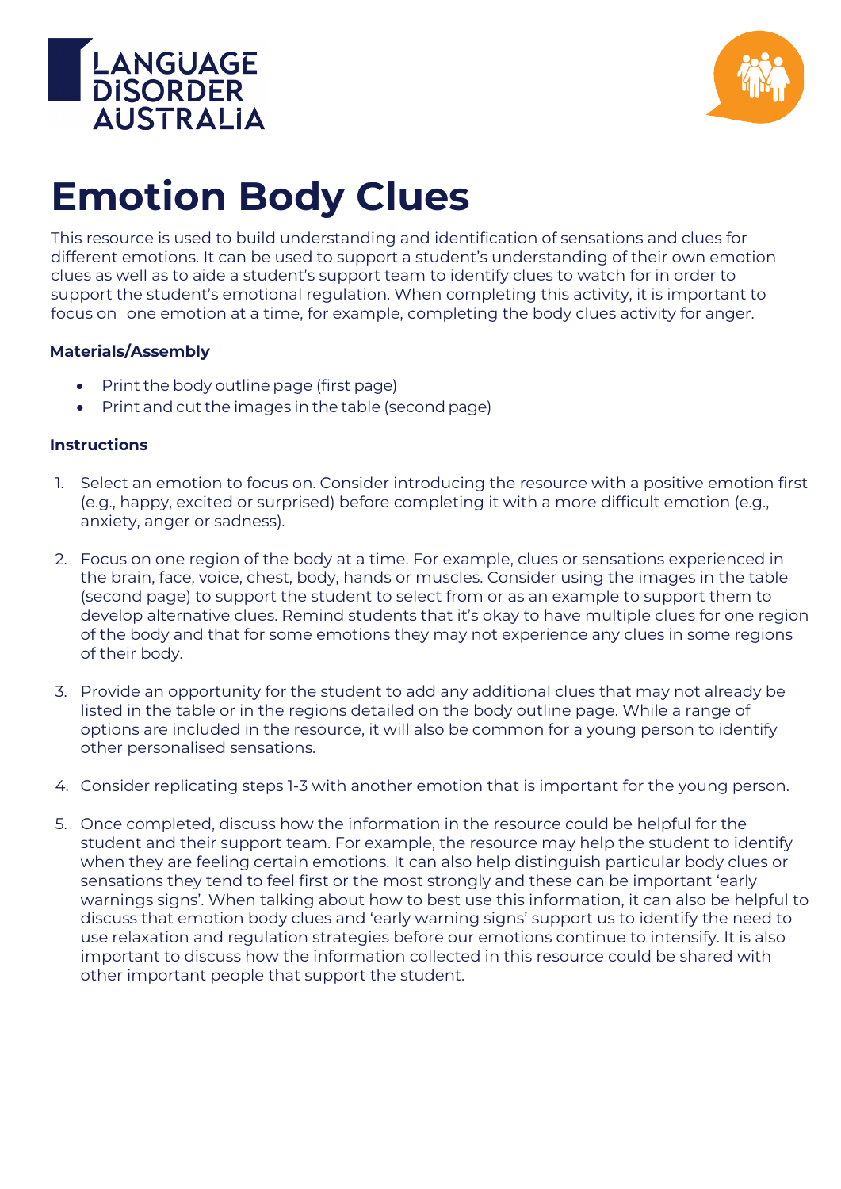# Emotion Body Clues

This resource is used to build understanding and identification of sensations and clues for different emotions. It can be used to support a student's understanding of their own emotion clues as well as to aide a student's support team to identify clues to watch for in order to support the student's emotional regulation. When completing this activity, it is important to focus on one emotion at a time, for example, completing the body clues activity for anger.

### Materials/Assembly

- Print the body outline page (first page)
- Print and cut the images in the table (second page)

### Instructions

1. Select an emotion to focus on. Consider introducing the resource with a positive emotion first (e.g., happy, excited or surprised) before completing it with a more difficult emotion (e.g., anxiety, anger or sadness).
2. Focus on one region of the body at a time. For example, clues or sensations experienced in the brain, face, voice, chest, body, hands or muscles. Consider using the images in the table (second page) to support the student to select from or as an example to support them to develop alternative clues. Remind students that it's okay to have multiple clues for one region of the body and that for some emotions they may not experience any clues in some regions of their body.
3. Provide an opportunity for the student to add any additional clues that may not already be listed in the table or in the regions detailed on the body outline page. While a range of options are included in the resource, it will also be common for a young person to identify other personalised sensations.
4. Consider replicating steps 1-3 with another emotion that is important for the young person.
5. Once completed, discuss how the information in the resource could be helpful for the student and their support team. For example, the resource may help the student to identify when they are feeling certain emotions. It can also help distinguish particular body clues or sensations they tend to feel first or the most strongly and these can be important 'early warnings signs'. When talking about how to best use this information, it can also be helpful to discuss that emotion body clues and 'early warning signs' support us to identify the need to use relaxation and regulation strategies before our emotions continue to intensify. It is also important to discuss how the information collected in this resource could be shared with other important people that support the student.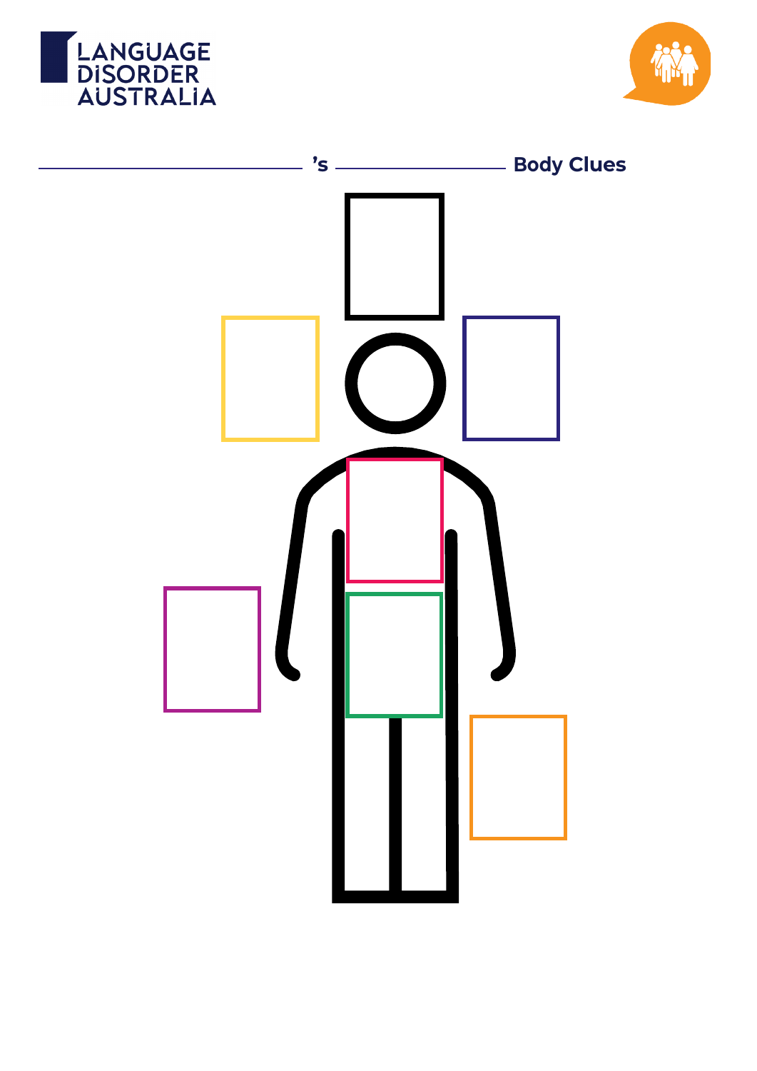______________________ 's ______________ Body Clues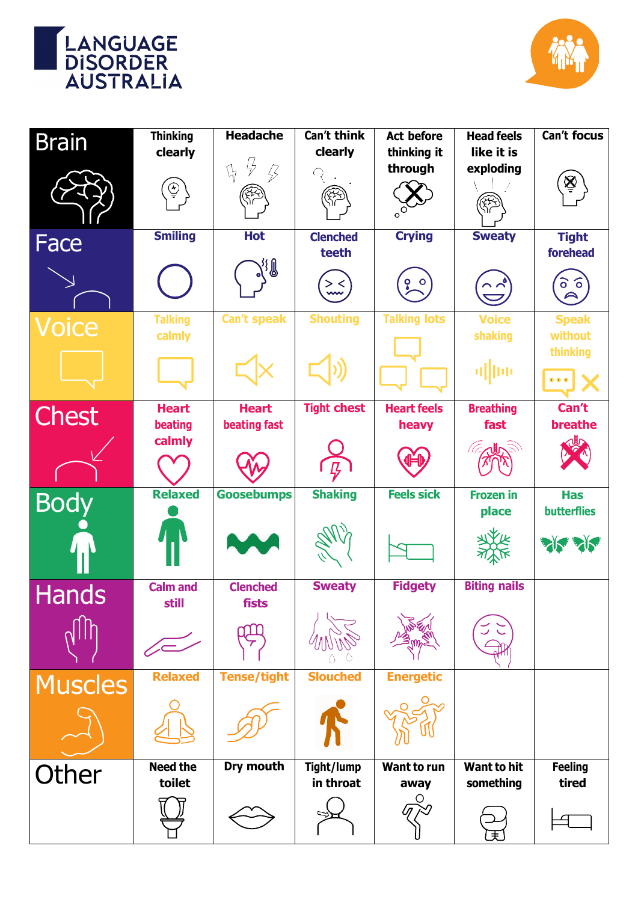LANGUAGE DISORDER AUSTRALIA

| | | | | | | |
|---|---|---|---|---|---|---|
| Brain | Thinking clearly | Headache | Can't think clearly | Act before thinking it through | Head feels like it is exploding | Can't focus |
| Face | Smiling | Hot | Clenched teeth | Crying | Sweaty | Tight forehead |
| Voice | Talking calmly | Can't speak | Shouting | Talking lots | Voice shaking | Speak without thinking |
| Chest | Heart beating calmly | Heart beating fast | Tight chest | Heart feels heavy | Breathing fast | Can't breathe |
| Body | Relaxed | Goosebumps | Shaking | Feels sick | Frozen in place | Has butterflies |
| Hands | Calm and still | Clenched fists | Sweaty | Fidgety | Biting nails | |
| Muscles | Relaxed | Tense/tight | Slouched | Energetic | | |
| Other | Need the toilet | Dry mouth | Tight/lump in throat | Want to run away | Want to hit something | Feeling tired |